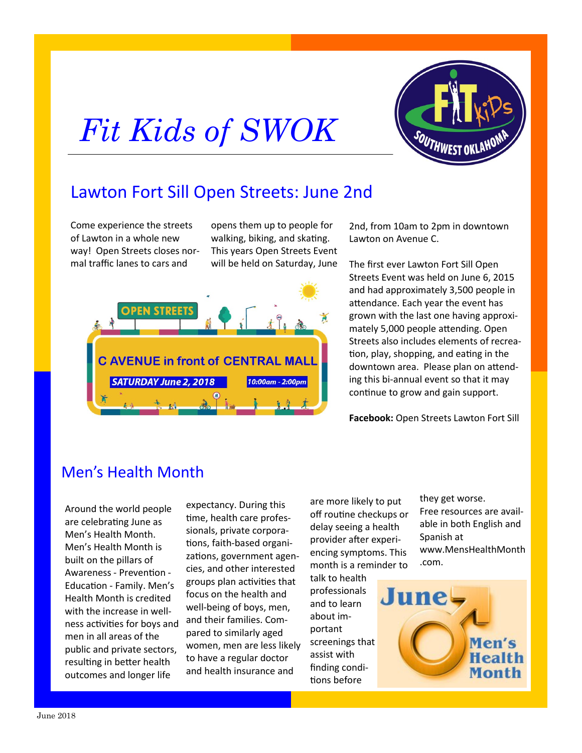# Fit Kids of SWOK

## Lawton Fort Sill Open Streets: June 2nd

Come experience the streets of Lawton in a whole new way! Open Streets closes normal traffic lanes to cars and opens them up to people for walking, biking, and skating. This years Open Streets Event will be held on Saturday, June 2nd, from 10am to 2pm in downtown Lawton on Avenue C.

OPEN STREETS

C AVENUE in front of CENTRAL MALL

SATURDAY June 2, 2018

10:00am - 2:00pm

The first ever Lawton Fort Sill Open Streets Event was held on June 6, 2015 and had approximately 3,500 people in attendance. Each year the event has grown with the last one having approximately 5,000 people attending. Open Streets also includes elements of recreation, play, shopping, and eating in the downtown area. Please plan on attending this bi-annual event so that it may continue to grow and gain support.

**Facebook:** Open Streets Lawton Fort Sill

## Men's Health Month

Around the world people are celebrating June as Men's Health Month. Men's Health Month is built on the pillars of Awareness - Prevention - Education - Family. Men's Health Month is credited with the increase in wellness activities for boys and men in all areas of the public and private sectors, resulting in better health outcomes and longer life expectancy. During this time, health care professionals, private corporations, faith-based organizations, government agencies, and other interested groups plan activities that focus on the health and well-being of boys, men, and their families. Compared to similarly aged women, men are less likely to have a regular doctor and health insurance and are more likely to put off routine checkups or delay seeing a health provider after experiencing symptoms. This month is a reminder to talk to health professionals and to learn about important screenings that assist with finding conditions before they get worse. Free resources are available in both English and Spanish at www.MensHealthMonth.com.

June Men's Health Month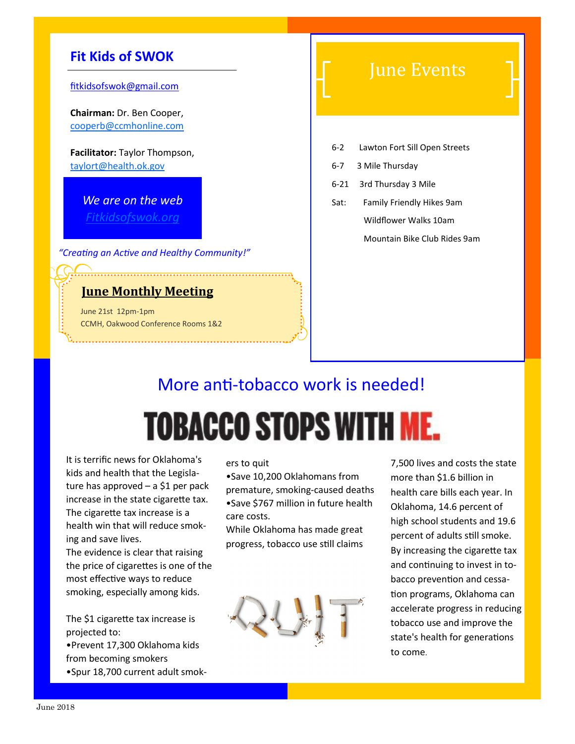## Fit Kids of SWOK

fitkidsofswok@gmail.com

**Chairman:** Dr. Ben Cooper, cooperb@ccmhonline.com

**Facilitator:** Taylor Thompson, taylort@health.ok.gov

*We are on the web*
*Fitkidsofswok.org*

*"Creating an Active and Healthy Community!"*

### June Monthly Meeting

June 21st 12pm-1pm
CCMH, Oakwood Conference Rooms 1&2

## June Events

6-2 Lawton Fort Sill Open Streets

6-7 3 Mile Thursday

6-21 3rd Thursday 3 Mile

Sat: Family Friendly Hikes 9am
Wildflower Walks 10am
Mountain Bike Club Rides 9am

## More anti-tobacco work is needed!

# TOBACCO STOPS WITH ME.

It is terrific news for Oklahoma's kids and health that the Legislature has approved – a $1 per pack increase in the state cigarette tax. The cigarette tax increase is a health win that will reduce smoking and save lives.
The evidence is clear that raising the price of cigarettes is one of the most effective ways to reduce smoking, especially among kids.

The $1 cigarette tax increase is projected to:
•Prevent 17,300 Oklahoma kids from becoming smokers
•Spur 18,700 current adult smokers to quit
•Save 10,200 Oklahomans from premature, smoking-caused deaths
•Save $767 million in future health care costs.
While Oklahoma has made great progress, tobacco use still claims 7,500 lives and costs the state more than $1.6 billion in health care bills each year. In Oklahoma, 14.6 percent of high school students and 19.6 percent of adults still smoke. By increasing the cigarette tax and continuing to invest in tobacco prevention and cessation programs, Oklahoma can accelerate progress in reducing tobacco use and improve the state's health for generations to come.

June 2018